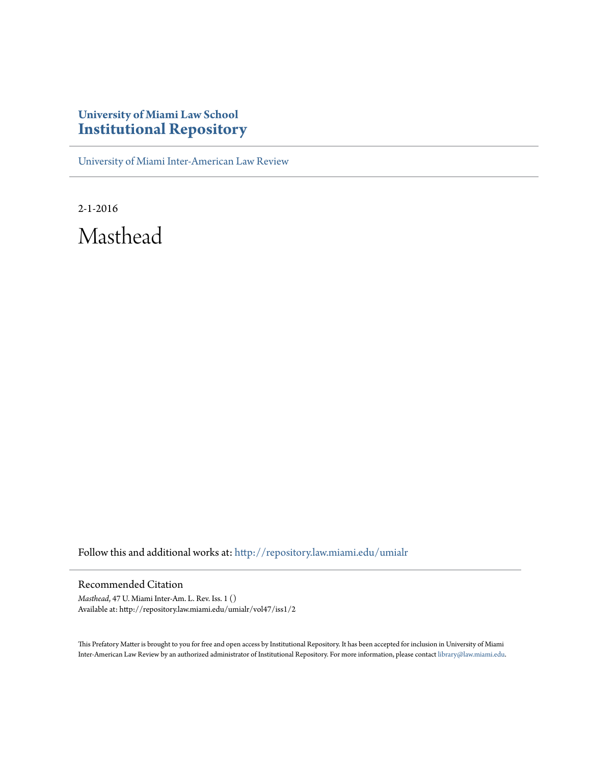**University of Miami Law School**
**Institutional Repository**

University of Miami Inter-American Law Review

2-1-2016

# Masthead

Follow this and additional works at: http://repository.law.miami.edu/umialr

## Recommended Citation

*Masthead*, 47 U. Miami Inter-Am. L. Rev. Iss. 1 ()
Available at: http://repository.law.miami.edu/umialr/vol47/iss1/2

This Prefatory Matter is brought to you for free and open access by Institutional Repository. It has been accepted for inclusion in University of Miami Inter-American Law Review by an authorized administrator of Institutional Repository. For more information, please contact library@law.miami.edu.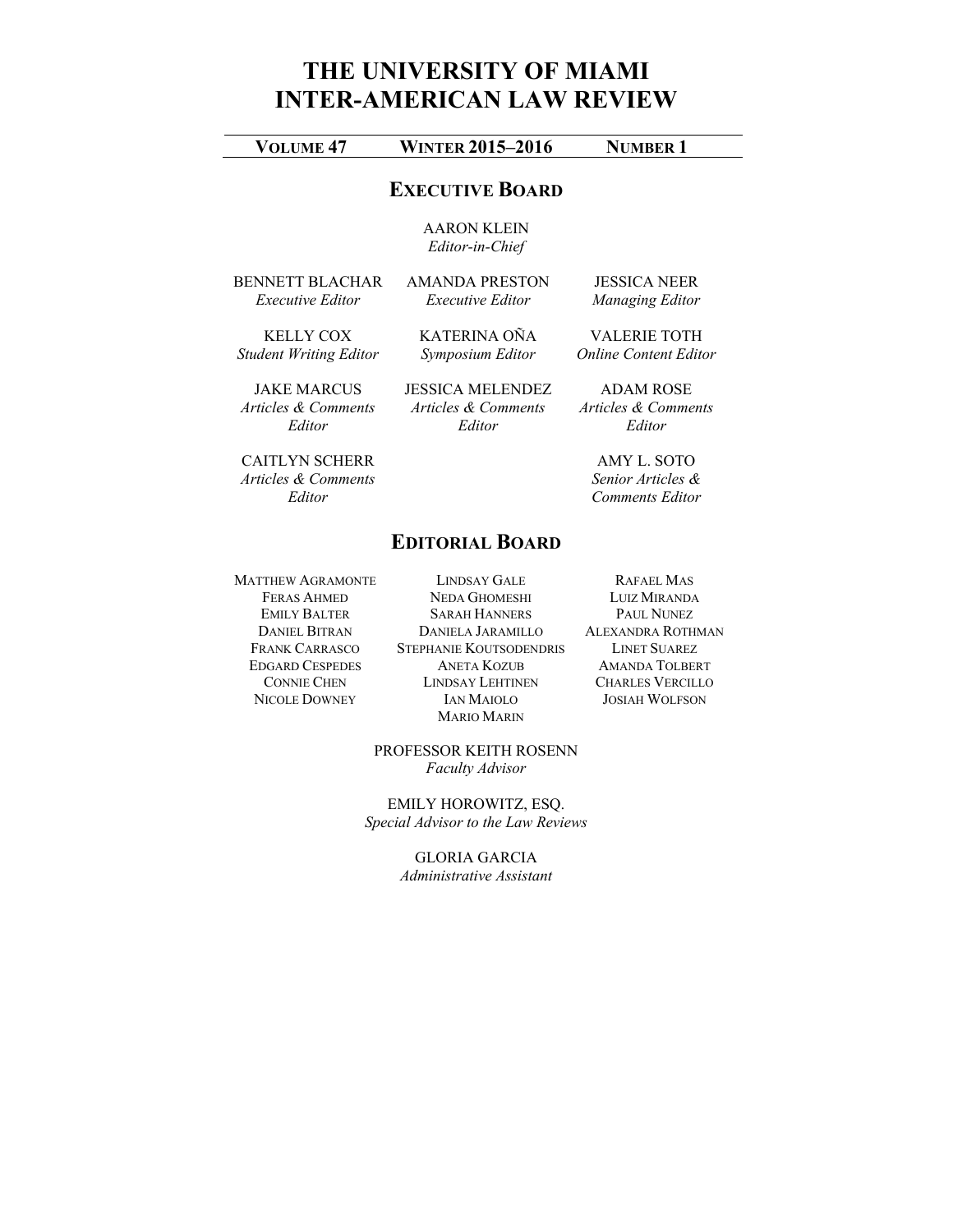# THE UNIVERSITY OF MIAMI INTER-AMERICAN LAW REVIEW

**VOLUME 47** **WINTER 2015–2016** **NUMBER 1**

## EXECUTIVE BOARD

AARON KLEIN
*Editor-in-Chief*

BENNETT BLACHAR
*Executive Editor*

AMANDA PRESTON
*Executive Editor*

JESSICA NEER
*Managing Editor*

KELLY COX
*Student Writing Editor*

KATERINA OÑA
*Symposium Editor*

VALERIE TOTH
*Online Content Editor*

JAKE MARCUS
*Articles & Comments Editor*

JESSICA MELENDEZ
*Articles & Comments Editor*

ADAM ROSE
*Articles & Comments Editor*

CAITLYN SCHERR
*Articles & Comments Editor*

AMY L. SOTO
*Senior Articles & Comments Editor*

## EDITORIAL BOARD

MATTHEW AGRAMONTE
FERAS AHMED
EMILY BALTER
DANIEL BITRAN
FRANK CARRASCO
EDGARD CESPEDES
CONNIE CHEN
NICOLE DOWNEY

LINDSAY GALE
NEDA GHOMESHI
SARAH HANNERS
DANIELA JARAMILLO
STEPHANIE KOUTSODENDRIS
ANETA KOZUB
LINDSAY LEHTINEN
IAN MAIOLO
MARIO MARIN

RAFAEL MAS
LUIZ MIRANDA
PAUL NUNEZ
ALEXANDRA ROTHMAN
LINET SUAREZ
AMANDA TOLBERT
CHARLES VERCILLO
JOSIAH WOLFSON

PROFESSOR KEITH ROSENN
*Faculty Advisor*

EMILY HOROWITZ, ESQ.
*Special Advisor to the Law Reviews*

GLORIA GARCIA
*Administrative Assistant*